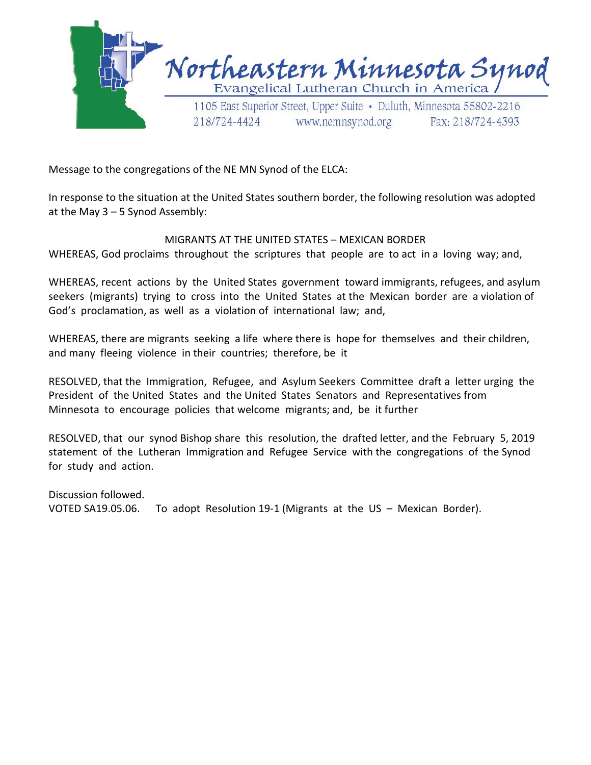# Northeastern Minnesota Synod

Evangelical Lutheran Church in America

1105 East Superior Street, Upper Suite • Duluth, Minnesota 55802-2216
218/724-4424 www.nemnsynod.org Fax: 218/724-4393

Message to the congregations of the NE MN Synod of the ELCA:

In response to the situation at the United States southern border, the following resolution was adopted at the May 3 – 5 Synod Assembly:

MIGRANTS AT THE UNITED STATES – MEXICAN BORDER

WHEREAS, God proclaims throughout the scriptures that people are to act in a loving way; and,

WHEREAS, recent actions by the United States government toward immigrants, refugees, and asylum seekers (migrants) trying to cross into the United States at the Mexican border are a violation of God's proclamation, as well as a violation of international law; and,

WHEREAS, there are migrants seeking a life where there is hope for themselves and their children, and many fleeing violence in their countries; therefore, be it

RESOLVED, that the Immigration, Refugee, and Asylum Seekers Committee draft a letter urging the President of the United States and the United States Senators and Representatives from Minnesota to encourage policies that welcome migrants; and, be it further

RESOLVED, that our synod Bishop share this resolution, the drafted letter, and the February 5, 2019 statement of the Lutheran Immigration and Refugee Service with the congregations of the Synod for study and action.

Discussion followed.
VOTED SA19.05.06. To adopt Resolution 19-1 (Migrants at the US – Mexican Border).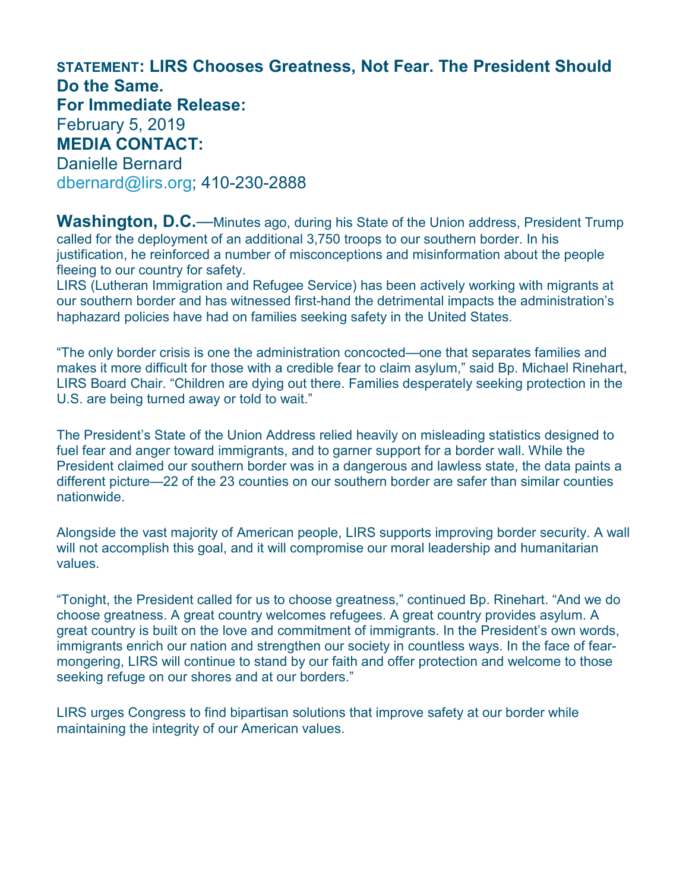**STATEMENT: LIRS Chooses Greatness, Not Fear. The President Should Do the Same.**

**For Immediate Release:**

February 5, 2019

**MEDIA CONTACT:**

Danielle Bernard

dbernard@lirs.org; 410-230-2888

**Washington, D.C.**—Minutes ago, during his State of the Union address, President Trump called for the deployment of an additional 3,750 troops to our southern border. In his justification, he reinforced a number of misconceptions and misinformation about the people fleeing to our country for safety.

LIRS (Lutheran Immigration and Refugee Service) has been actively working with migrants at our southern border and has witnessed first-hand the detrimental impacts the administration's haphazard policies have had on families seeking safety in the United States.

"The only border crisis is one the administration concocted—one that separates families and makes it more difficult for those with a credible fear to claim asylum," said Bp. Michael Rinehart, LIRS Board Chair. "Children are dying out there. Families desperately seeking protection in the U.S. are being turned away or told to wait."

The President's State of the Union Address relied heavily on misleading statistics designed to fuel fear and anger toward immigrants, and to garner support for a border wall. While the President claimed our southern border was in a dangerous and lawless state, the data paints a different picture—22 of the 23 counties on our southern border are safer than similar counties nationwide.

Alongside the vast majority of American people, LIRS supports improving border security. A wall will not accomplish this goal, and it will compromise our moral leadership and humanitarian values.

"Tonight, the President called for us to choose greatness," continued Bp. Rinehart. "And we do choose greatness. A great country welcomes refugees. A great country provides asylum. A great country is built on the love and commitment of immigrants. In the President's own words, immigrants enrich our nation and strengthen our society in countless ways. In the face of fear-mongering, LIRS will continue to stand by our faith and offer protection and welcome to those seeking refuge on our shores and at our borders."

LIRS urges Congress to find bipartisan solutions that improve safety at our border while maintaining the integrity of our American values.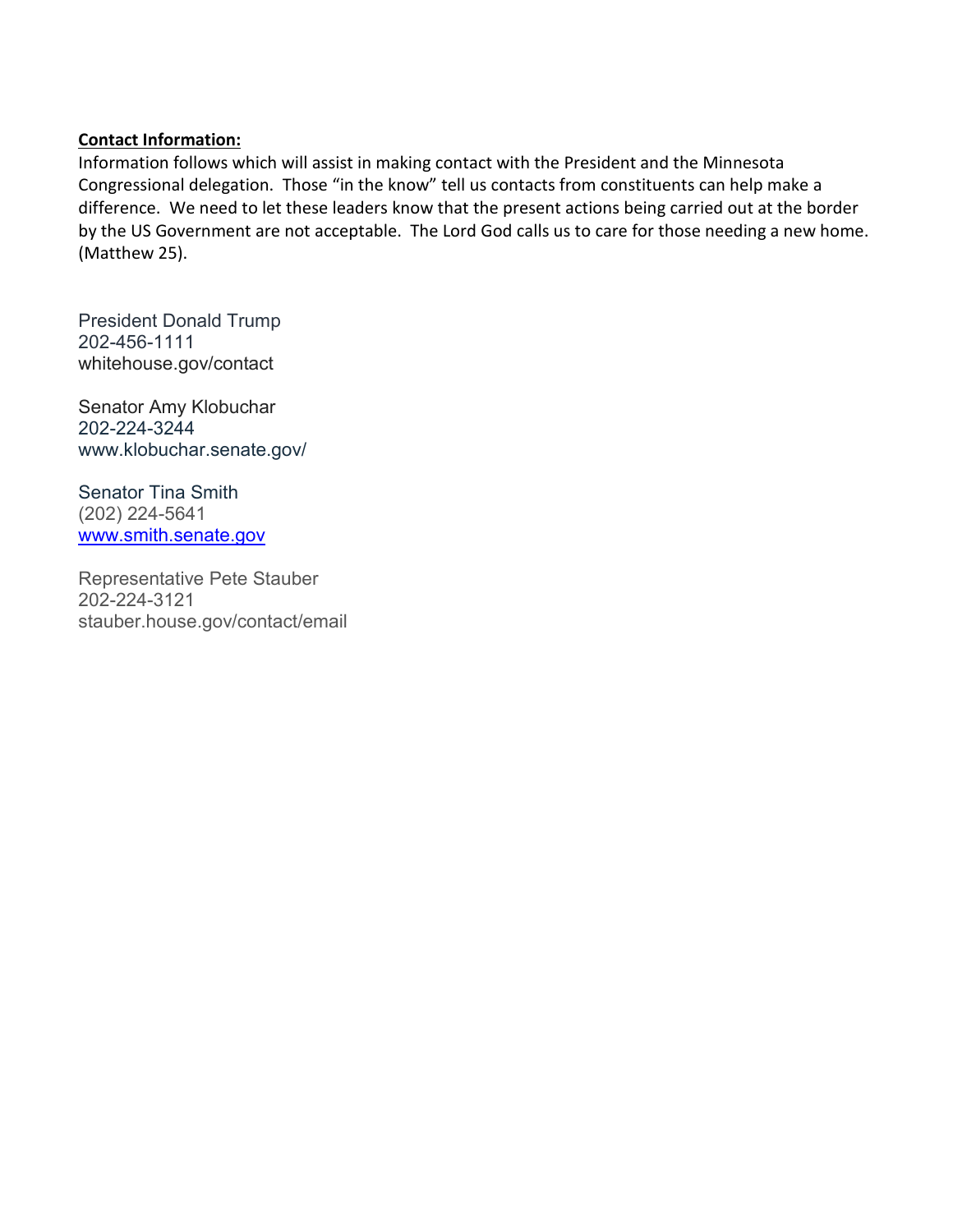**Contact Information:**

Information follows which will assist in making contact with the President and the Minnesota Congressional delegation. Those "in the know" tell us contacts from constituents can help make a difference. We need to let these leaders know that the present actions being carried out at the border by the US Government are not acceptable. The Lord God calls us to care for those needing a new home. (Matthew 25).

President Donald Trump
202-456-1111
whitehouse.gov/contact

Senator Amy Klobuchar
202-224-3244
www.klobuchar.senate.gov/

Senator Tina Smith
(202) 224-5641
www.smith.senate.gov

Representative Pete Stauber
202-224-3121
stauber.house.gov/contact/email